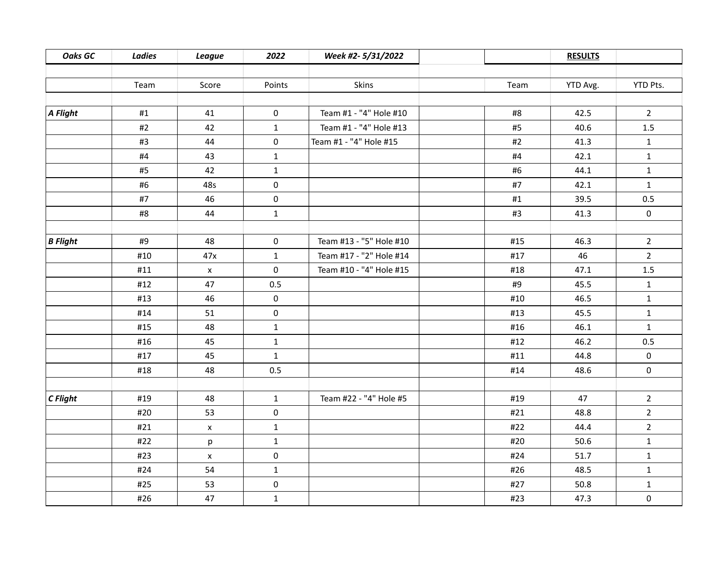| *Oaks GC* | *Ladies* | *League* | *2022* | *Week #2- 5/31/2022* | | | RESULTS | |
|---|---|---|---|---|---|---|---|---|
| | | | | | | | | |
| | Team | Score | Points | Skins | | Team | YTD Avg. | YTD Pts. |
| | | | | | | | | |
| ***A Flight*** | #1 | 41 | 0 | Team #1 - "4" Hole #10 | | #8 | 42.5 | 2 |
| | #2 | 42 | 1 | Team #1 - "4" Hole #13 | | #5 | 40.6 | 1.5 |
| | #3 | 44 | 0 | Team #1 - "4" Hole #15 | | #2 | 41.3 | 1 |
| | #4 | 43 | 1 | | | #4 | 42.1 | 1 |
| | #5 | 42 | 1 | | | #6 | 44.1 | 1 |
| | #6 | 48s | 0 | | | #7 | 42.1 | 1 |
| | #7 | 46 | 0 | | | #1 | 39.5 | 0.5 |
| | #8 | 44 | 1 | | | #3 | 41.3 | 0 |
| | | | | | | | | |
| ***B Flight*** | #9 | 48 | 0 | Team #13 - "5" Hole #10 | | #15 | 46.3 | 2 |
| | #10 | 47x | 1 | Team #17 - "2" Hole #14 | | #17 | 46 | 2 |
| | #11 | x | 0 | Team #10 - "4" Hole #15 | | #18 | 47.1 | 1.5 |
| | #12 | 47 | 0.5 | | | #9 | 45.5 | 1 |
| | #13 | 46 | 0 | | | #10 | 46.5 | 1 |
| | #14 | 51 | 0 | | | #13 | 45.5 | 1 |
| | #15 | 48 | 1 | | | #16 | 46.1 | 1 |
| | #16 | 45 | 1 | | | #12 | 46.2 | 0.5 |
| | #17 | 45 | 1 | | | #11 | 44.8 | 0 |
| | #18 | 48 | 0.5 | | | #14 | 48.6 | 0 |
| | | | | | | | | |
| ***C Flight*** | #19 | 48 | 1 | Team #22 - "4" Hole #5 | | #19 | 47 | 2 |
| | #20 | 53 | 0 | | | #21 | 48.8 | 2 |
| | #21 | x | 1 | | | #22 | 44.4 | 2 |
| | #22 | p | 1 | | | #20 | 50.6 | 1 |
| | #23 | x | 0 | | | #24 | 51.7 | 1 |
| | #24 | 54 | 1 | | | #26 | 48.5 | 1 |
| | #25 | 53 | 0 | | | #27 | 50.8 | 1 |
| | #26 | 47 | 1 | | | #23 | 47.3 | 0 |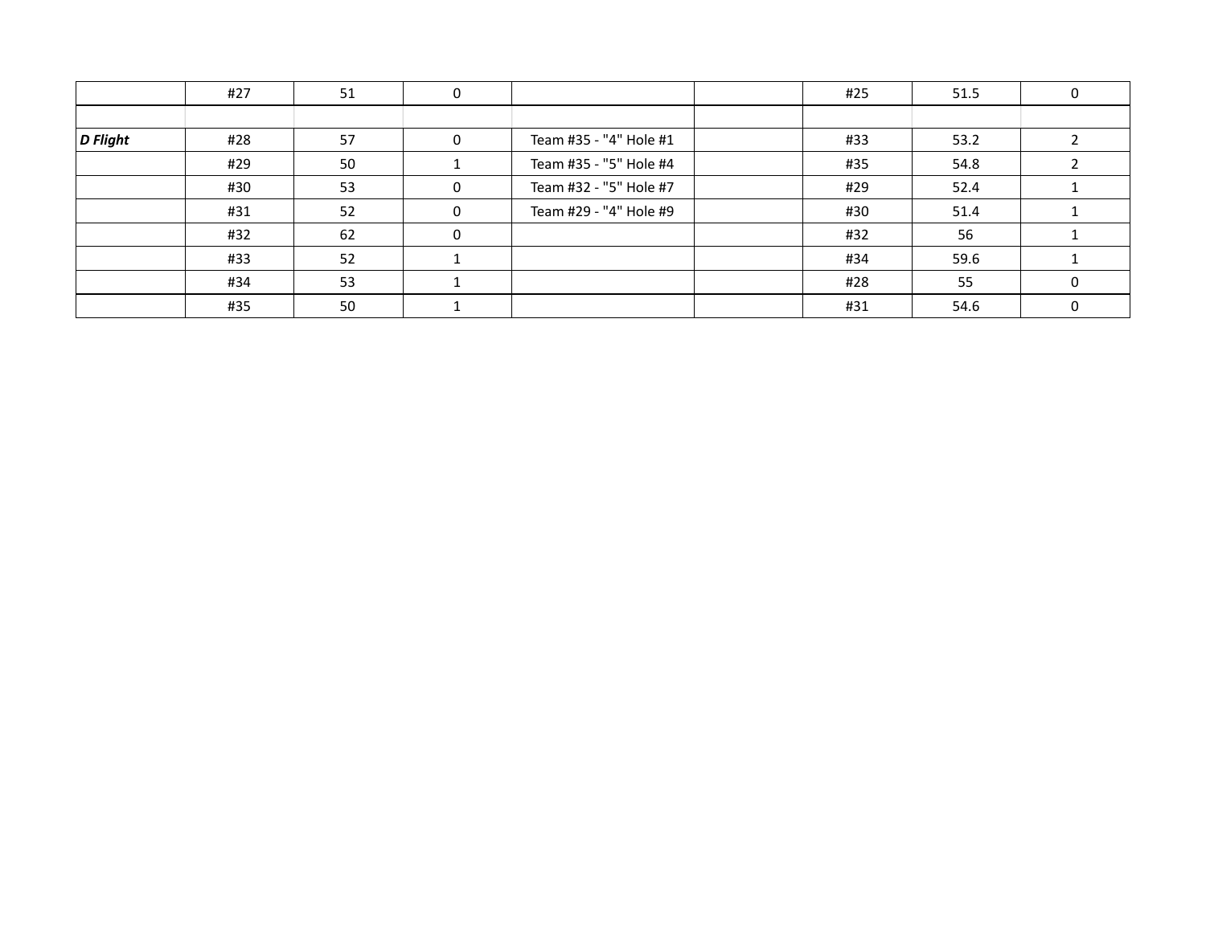| | | | | | | | | |
|---|---|---|---|---|---|---|---|---|
| | #27 | 51 | 0 | | | #25 | 51.5 | 0 |
| | | | | | | | | |
| ***D Flight*** | #28 | 57 | 0 | Team #35 - "4" Hole #1 | | #33 | 53.2 | 2 |
| | #29 | 50 | 1 | Team #35 - "5" Hole #4 | | #35 | 54.8 | 2 |
| | #30 | 53 | 0 | Team #32 - "5" Hole #7 | | #29 | 52.4 | 1 |
| | #31 | 52 | 0 | Team #29 - "4" Hole #9 | | #30 | 51.4 | 1 |
| | #32 | 62 | 0 | | | #32 | 56 | 1 |
| | #33 | 52 | 1 | | | #34 | 59.6 | 1 |
| | #34 | 53 | 1 | | | #28 | 55 | 0 |
| | #35 | 50 | 1 | | | #31 | 54.6 | 0 |